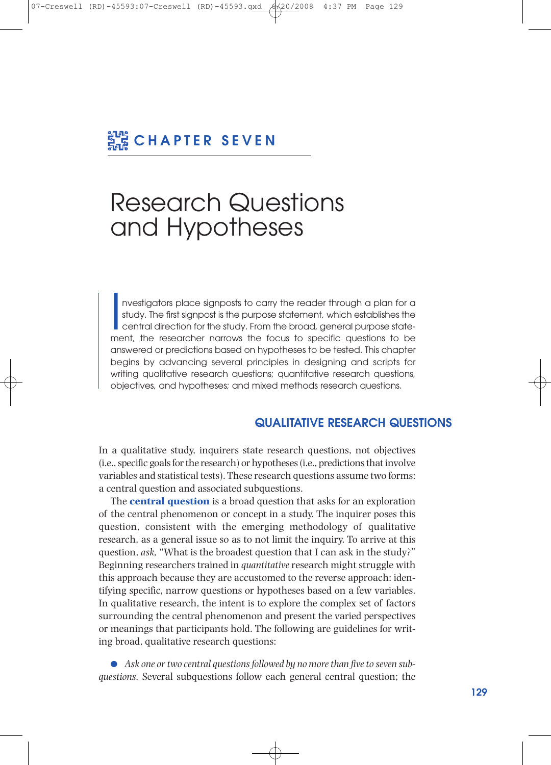# CHAPTER SEVEN

# Research Questions and Hypotheses

Investigators place signposts to carry the reader through a plan for a study. The first signpost is the purpose statement, which establishes the central direction for the study. From the broad, general purpose statement, the researcher narrows the focus to specific questions to be answered or predictions based on hypotheses to be tested. This chapter begins by advancing several principles in designing and scripts for writing qualitative research questions; quantitative research questions, objectives, and hypotheses; and mixed methods research questions.

## QUALITATIVE RESEARCH QUESTIONS

In a qualitative study, inquirers state research questions, not objectives (i.e., specific goals for the research) or hypotheses (i.e., predictions that involve variables and statistical tests). These research questions assume two forms: a central question and associated subquestions.

The **central question** is a broad question that asks for an exploration of the central phenomenon or concept in a study. The inquirer poses this question, consistent with the emerging methodology of qualitative research, as a general issue so as to not limit the inquiry. To arrive at this question, *ask*, "What is the broadest question that I can ask in the study?" Beginning researchers trained in *quantitative* research might struggle with this approach because they are accustomed to the reverse approach: identifying specific, narrow questions or hypotheses based on a few variables. In qualitative research, the intent is to explore the complex set of factors surrounding the central phenomenon and present the varied perspectives or meanings that participants hold. The following are guidelines for writing broad, qualitative research questions:

- *Ask one or two central questions followed by no more than five to seven subquestions*. Several subquestions follow each general central question; the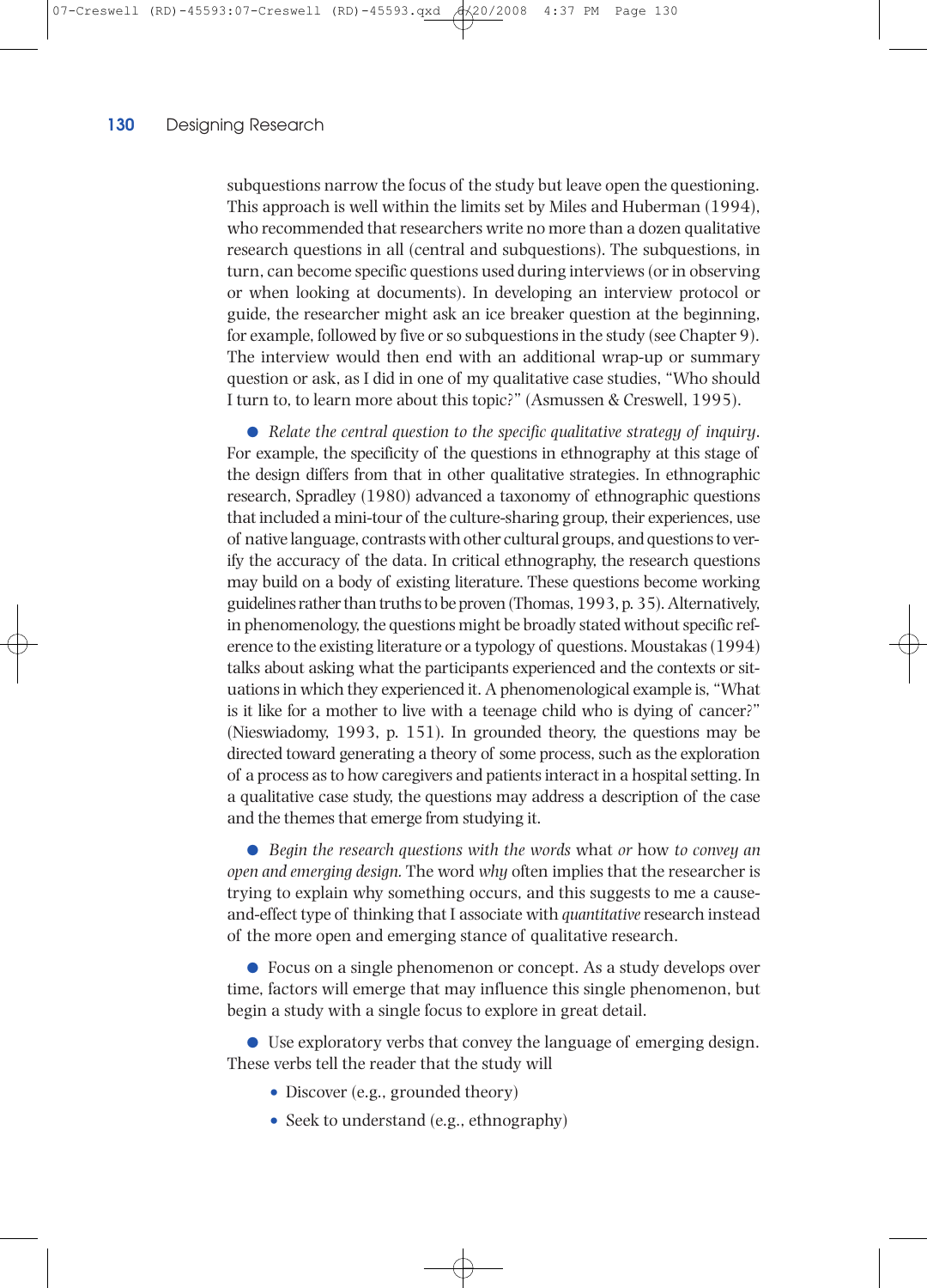subquestions narrow the focus of the study but leave open the questioning. This approach is well within the limits set by Miles and Huberman (1994), who recommended that researchers write no more than a dozen qualitative research questions in all (central and subquestions). The subquestions, in turn, can become specific questions used during interviews (or in observing or when looking at documents). In developing an interview protocol or guide, the researcher might ask an ice breaker question at the beginning, for example, followed by five or so subquestions in the study (see Chapter 9). The interview would then end with an additional wrap-up or summary question or ask, as I did in one of my qualitative case studies, "Who should I turn to, to learn more about this topic?" (Asmussen & Creswell, 1995).

- *Relate the central question to the specific qualitative strategy of inquiry.* For example, the specificity of the questions in ethnography at this stage of the design differs from that in other qualitative strategies. In ethnographic research, Spradley (1980) advanced a taxonomy of ethnographic questions that included a mini-tour of the culture-sharing group, their experiences, use of native language, contrasts with other cultural groups, and questions to verify the accuracy of the data. In critical ethnography, the research questions may build on a body of existing literature. These questions become working guidelines rather than truths to be proven (Thomas, 1993, p. 35). Alternatively, in phenomenology, the questions might be broadly stated without specific reference to the existing literature or a typology of questions. Moustakas (1994) talks about asking what the participants experienced and the contexts or situations in which they experienced it. A phenomenological example is, "What is it like for a mother to live with a teenage child who is dying of cancer?" (Nieswiadomy, 1993, p. 151). In grounded theory, the questions may be directed toward generating a theory of some process, such as the exploration of a process as to how caregivers and patients interact in a hospital setting. In a qualitative case study, the questions may address a description of the case and the themes that emerge from studying it.

- *Begin the research questions with the words* what *or* how *to convey an open and emerging design.* The word *why* often implies that the researcher is trying to explain why something occurs, and this suggests to me a cause-and-effect type of thinking that I associate with *quantitative* research instead of the more open and emerging stance of qualitative research.

- Focus on a single phenomenon or concept. As a study develops over time, factors will emerge that may influence this single phenomenon, but begin a study with a single focus to explore in great detail.

- Use exploratory verbs that convey the language of emerging design. These verbs tell the reader that the study will
    - Discover (e.g., grounded theory)
    - Seek to understand (e.g., ethnography)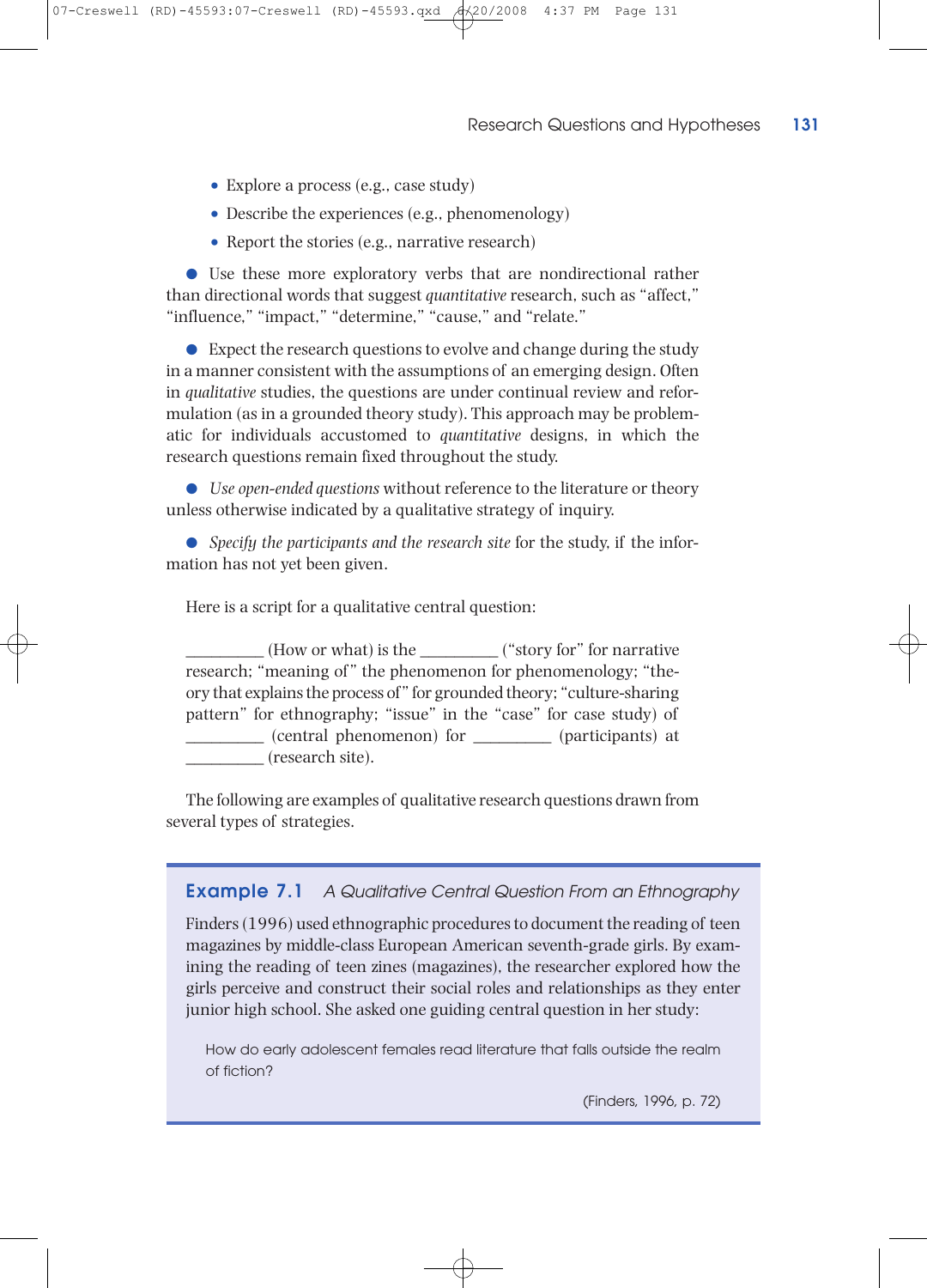- Explore a process (e.g., case study)
- Describe the experiences (e.g., phenomenology)
- Report the stories (e.g., narrative research)

● Use these more exploratory verbs that are nondirectional rather than directional words that suggest *quantitative* research, such as "affect," "influence," "impact," "determine," "cause," and "relate."

● Expect the research questions to evolve and change during the study in a manner consistent with the assumptions of an emerging design. Often in *qualitative* studies, the questions are under continual review and reformulation (as in a grounded theory study). This approach may be problematic for individuals accustomed to *quantitative* designs, in which the research questions remain fixed throughout the study.

● *Use open-ended questions* without reference to the literature or theory unless otherwise indicated by a qualitative strategy of inquiry.

● *Specify the participants and the research site* for the study, if the information has not yet been given.

Here is a script for a qualitative central question:

> _________ (How or what) is the _________ ("story for" for narrative research; "meaning of" the phenomenon for phenomenology; "theory that explains the process of" for grounded theory; "culture-sharing pattern" for ethnography; "issue" in the "case" for case study) of _________ (central phenomenon) for _________ (participants) at _________ (research site).

The following are examples of qualitative research questions drawn from several types of strategies.

**Example 7.1** *A Qualitative Central Question From an Ethnography*

Finders (1996) used ethnographic procedures to document the reading of teen magazines by middle-class European American seventh-grade girls. By examining the reading of teen zines (magazines), the researcher explored how the girls perceive and construct their social roles and relationships as they enter junior high school. She asked one guiding central question in her study:

> How do early adolescent females read literature that falls outside the realm of fiction?
>
> (Finders, 1996, p. 72)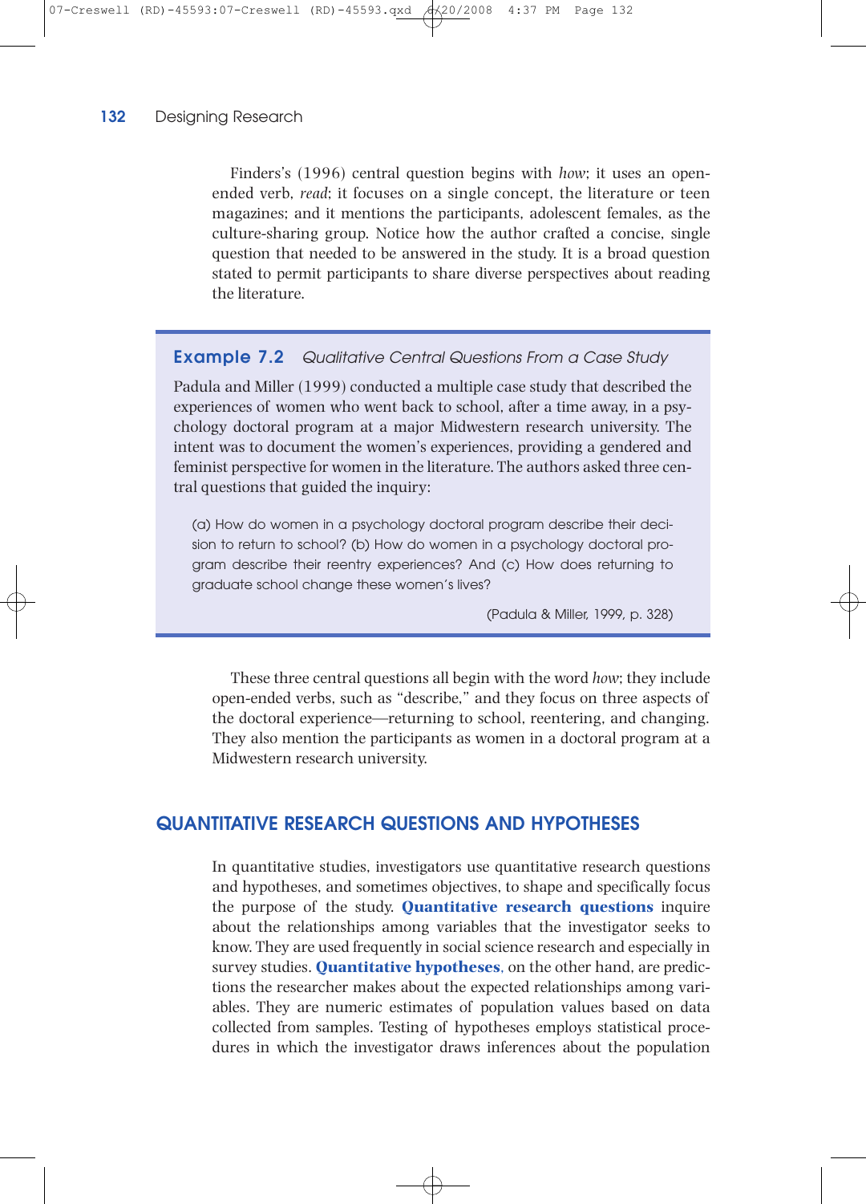Finders's (1996) central question begins with *how*; it uses an open-ended verb, *read*; it focuses on a single concept, the literature or teen magazines; and it mentions the participants, adolescent females, as the culture-sharing group. Notice how the author crafted a concise, single question that needed to be answered in the study. It is a broad question stated to permit participants to share diverse perspectives about reading the literature.

> **Example 7.2** *Qualitative Central Questions From a Case Study*
>
> Padula and Miller (1999) conducted a multiple case study that described the experiences of women who went back to school, after a time away, in a psychology doctoral program at a major Midwestern research university. The intent was to document the women's experiences, providing a gendered and feminist perspective for women in the literature. The authors asked three central questions that guided the inquiry:
>
> (a) How do women in a psychology doctoral program describe their decision to return to school? (b) How do women in a psychology doctoral program describe their reentry experiences? And (c) How does returning to graduate school change these women's lives?
>
> (Padula & Miller, 1999, p. 328)

These three central questions all begin with the word *how*; they include open-ended verbs, such as "describe," and they focus on three aspects of the doctoral experience—returning to school, reentering, and changing. They also mention the participants as women in a doctoral program at a Midwestern research university.

## QUANTITATIVE RESEARCH QUESTIONS AND HYPOTHESES

In quantitative studies, investigators use quantitative research questions and hypotheses, and sometimes objectives, to shape and specifically focus the purpose of the study. **Quantitative research questions** inquire about the relationships among variables that the investigator seeks to know. They are used frequently in social science research and especially in survey studies. **Quantitative hypotheses**, on the other hand, are predictions the researcher makes about the expected relationships among variables. They are numeric estimates of population values based on data collected from samples. Testing of hypotheses employs statistical procedures in which the investigator draws inferences about the population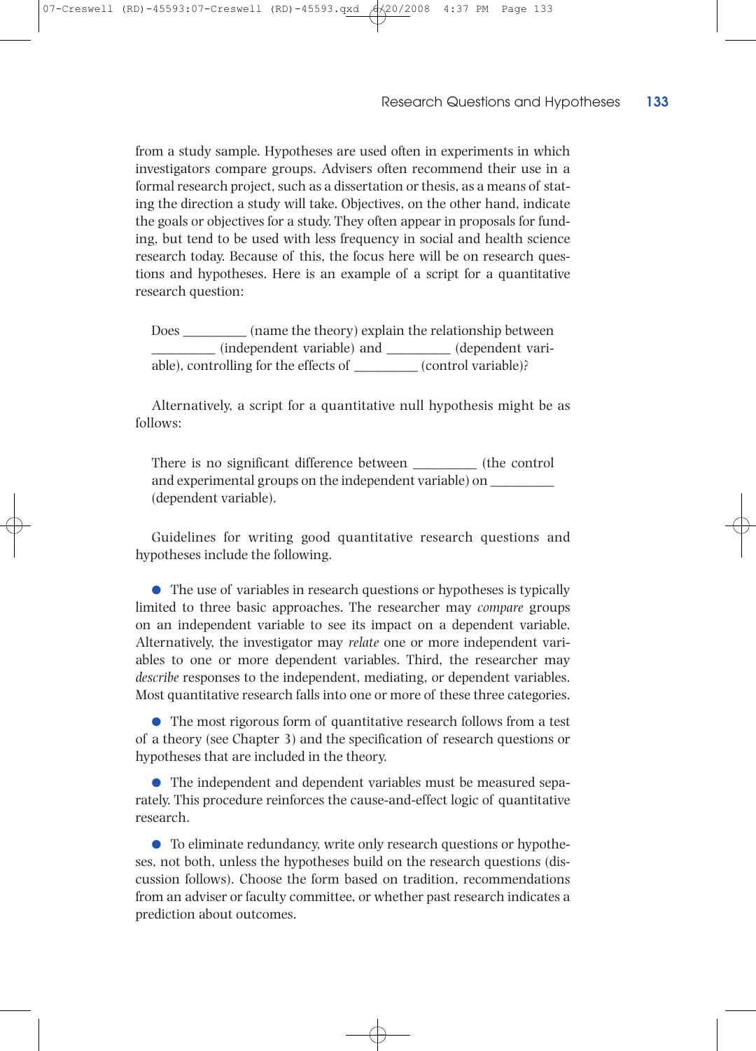from a study sample. Hypotheses are used often in experiments in which investigators compare groups. Advisers often recommend their use in a formal research project, such as a dissertation or thesis, as a means of stating the direction a study will take. Objectives, on the other hand, indicate the goals or objectives for a study. They often appear in proposals for funding, but tend to be used with less frequency in social and health science research today. Because of this, the focus here will be on research questions and hypotheses. Here is an example of a script for a quantitative research question:

> Does _________ (name the theory) explain the relationship between _________ (independent variable) and _________ (dependent variable), controlling for the effects of _________ (control variable)?

Alternatively, a script for a quantitative null hypothesis might be as follows:

> There is no significant difference between _________ (the control and experimental groups on the independent variable) on _________ (dependent variable).

Guidelines for writing good quantitative research questions and hypotheses include the following.

- The use of variables in research questions or hypotheses is typically limited to three basic approaches. The researcher may *compare* groups on an independent variable to see its impact on a dependent variable. Alternatively, the investigator may *relate* one or more independent variables to one or more dependent variables. Third, the researcher may *describe* responses to the independent, mediating, or dependent variables. Most quantitative research falls into one or more of these three categories.

- The most rigorous form of quantitative research follows from a test of a theory (see Chapter 3) and the specification of research questions or hypotheses that are included in the theory.

- The independent and dependent variables must be measured separately. This procedure reinforces the cause-and-effect logic of quantitative research.

- To eliminate redundancy, write only research questions or hypotheses, not both, unless the hypotheses build on the research questions (discussion follows). Choose the form based on tradition, recommendations from an adviser or faculty committee, or whether past research indicates a prediction about outcomes.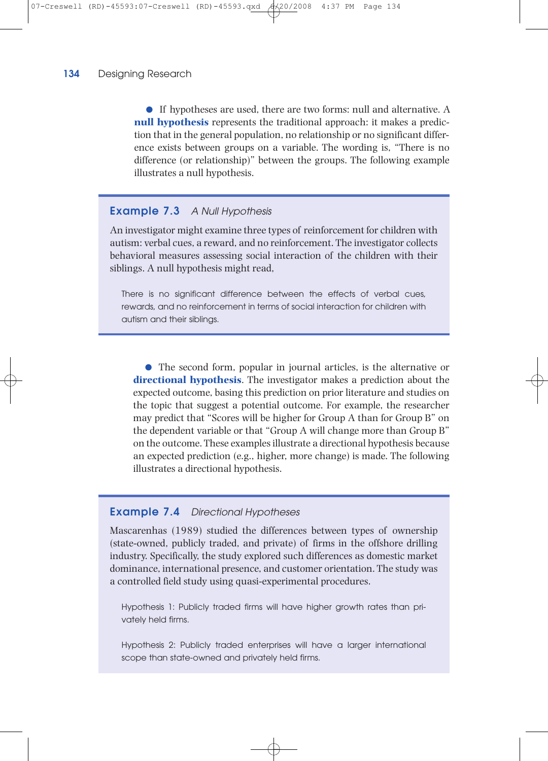- If hypotheses are used, there are two forms: null and alternative. A **null hypothesis** represents the traditional approach: it makes a prediction that in the general population, no relationship or no significant difference exists between groups on a variable. The wording is, "There is no difference (or relationship)" between the groups. The following example illustrates a null hypothesis.

### Example 7.3 *A Null Hypothesis*

An investigator might examine three types of reinforcement for children with autism: verbal cues, a reward, and no reinforcement. The investigator collects behavioral measures assessing social interaction of the children with their siblings. A null hypothesis might read,

> There is no significant difference between the effects of verbal cues, rewards, and no reinforcement in terms of social interaction for children with autism and their siblings.

- The second form, popular in journal articles, is the alternative or **directional hypothesis**. The investigator makes a prediction about the expected outcome, basing this prediction on prior literature and studies on the topic that suggest a potential outcome. For example, the researcher may predict that "Scores will be higher for Group A than for Group B" on the dependent variable or that "Group A will change more than Group B" on the outcome. These examples illustrate a directional hypothesis because an expected prediction (e.g., higher, more change) is made. The following illustrates a directional hypothesis.

### Example 7.4 *Directional Hypotheses*

Mascarenhas (1989) studied the differences between types of ownership (state-owned, publicly traded, and private) of firms in the offshore drilling industry. Specifically, the study explored such differences as domestic market dominance, international presence, and customer orientation. The study was a controlled field study using quasi-experimental procedures.

> Hypothesis 1: Publicly traded firms will have higher growth rates than privately held firms.
>
> Hypothesis 2: Publicly traded enterprises will have a larger international scope than state-owned and privately held firms.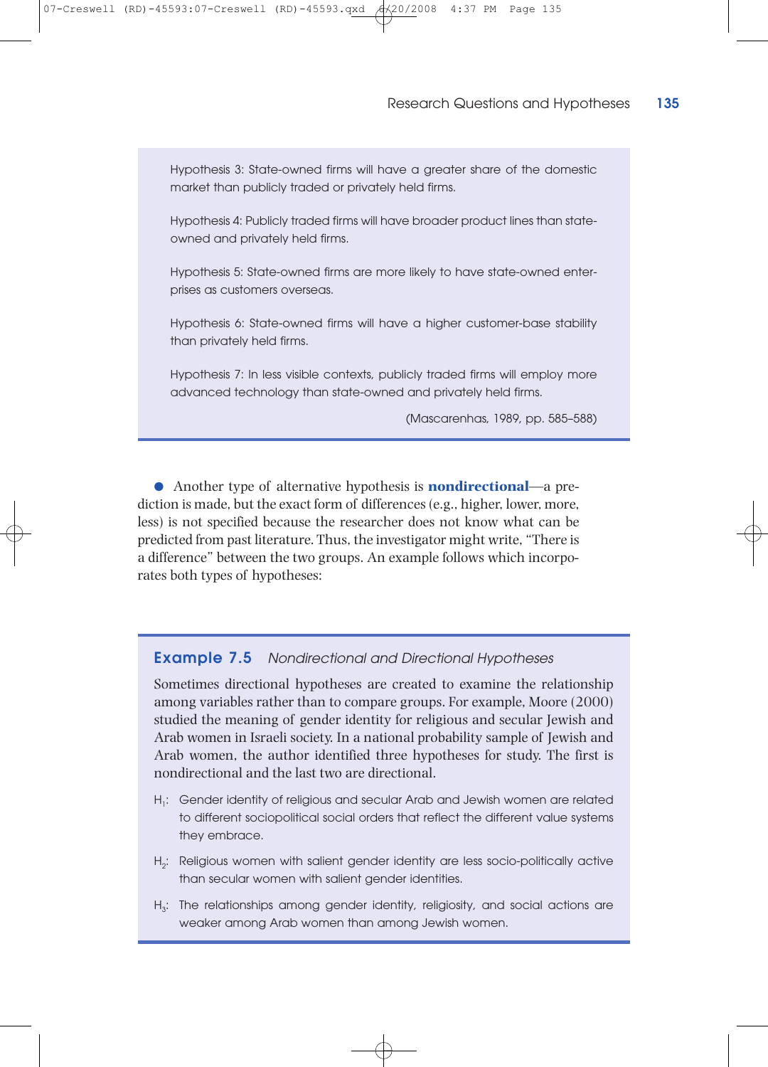Hypothesis 3: State-owned firms will have a greater share of the domestic market than publicly traded or privately held firms.

Hypothesis 4: Publicly traded firms will have broader product lines than state-owned and privately held firms.

Hypothesis 5: State-owned firms are more likely to have state-owned enterprises as customers overseas.

Hypothesis 6: State-owned firms will have a higher customer-base stability than privately held firms.

Hypothesis 7: In less visible contexts, publicly traded firms will employ more advanced technology than state-owned and privately held firms.

(Mascarenhas, 1989, pp. 585–588)

- Another type of alternative hypothesis is **nondirectional**—a prediction is made, but the exact form of differences (e.g., higher, lower, more, less) is not specified because the researcher does not know what can be predicted from past literature. Thus, the investigator might write, "There is a difference" between the two groups. An example follows which incorporates both types of hypotheses:

## Example 7.5 *Nondirectional and Directional Hypotheses*

Sometimes directional hypotheses are created to examine the relationship among variables rather than to compare groups. For example, Moore (2000) studied the meaning of gender identity for religious and secular Jewish and Arab women in Israeli society. In a national probability sample of Jewish and Arab women, the author identified three hypotheses for study. The first is nondirectional and the last two are directional.

$H_1$: Gender identity of religious and secular Arab and Jewish women are related to different sociopolitical social orders that reflect the different value systems they embrace.

$H_2$: Religious women with salient gender identity are less socio-politically active than secular women with salient gender identities.

$H_3$: The relationships among gender identity, religiosity, and social actions are weaker among Arab women than among Jewish women.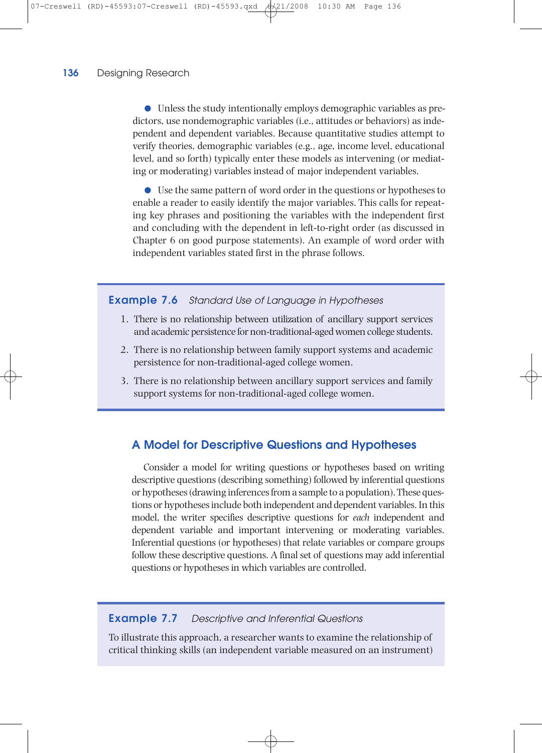- Unless the study intentionally employs demographic variables as predictors, use nondemographic variables (i.e., attitudes or behaviors) as independent and dependent variables. Because quantitative studies attempt to verify theories, demographic variables (e.g., age, income level, educational level, and so forth) typically enter these models as intervening (or mediating or moderating) variables instead of major independent variables.

- Use the same pattern of word order in the questions or hypotheses to enable a reader to easily identify the major variables. This calls for repeating key phrases and positioning the variables with the independent first and concluding with the dependent in left-to-right order (as discussed in Chapter 6 on good purpose statements). An example of word order with independent variables stated first in the phrase follows.

**Example 7.6** *Standard Use of Language in Hypotheses*

1. There is no relationship between utilization of ancillary support services and academic persistence for non-traditional-aged women college students.
2. There is no relationship between family support systems and academic persistence for non-traditional-aged college women.
3. There is no relationship between ancillary support services and family support systems for non-traditional-aged college women.

## A Model for Descriptive Questions and Hypotheses

Consider a model for writing questions or hypotheses based on writing descriptive questions (describing something) followed by inferential questions or hypotheses (drawing inferences from a sample to a population). These questions or hypotheses include both independent and dependent variables. In this model, the writer specifies descriptive questions for *each* independent and dependent variable and important intervening or moderating variables. Inferential questions (or hypotheses) that relate variables or compare groups follow these descriptive questions. A final set of questions may add inferential questions or hypotheses in which variables are controlled.

**Example 7.7** *Descriptive and Inferential Questions*

To illustrate this approach, a researcher wants to examine the relationship of critical thinking skills (an independent variable measured on an instrument)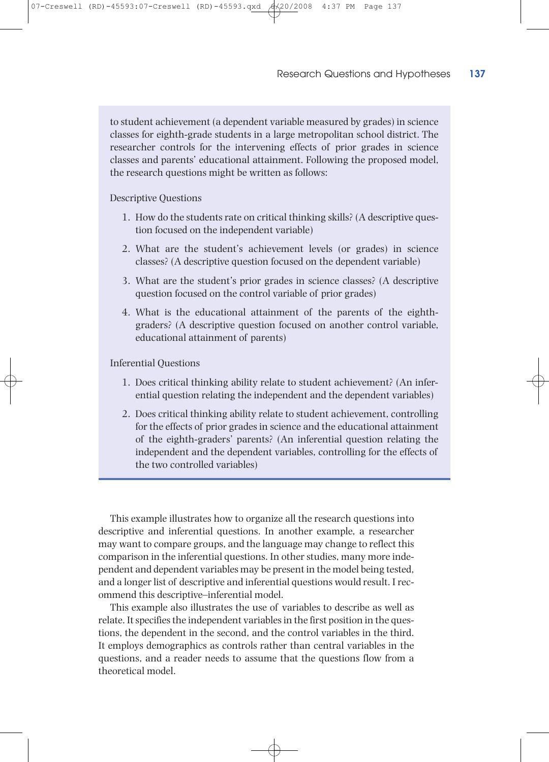to student achievement (a dependent variable measured by grades) in science classes for eighth-grade students in a large metropolitan school district. The researcher controls for the intervening effects of prior grades in science classes and parents' educational attainment. Following the proposed model, the research questions might be written as follows:

Descriptive Questions

1. How do the students rate on critical thinking skills? (A descriptive question focused on the independent variable)
2. What are the student's achievement levels (or grades) in science classes? (A descriptive question focused on the dependent variable)
3. What are the student's prior grades in science classes? (A descriptive question focused on the control variable of prior grades)
4. What is the educational attainment of the parents of the eighth-graders? (A descriptive question focused on another control variable, educational attainment of parents)

Inferential Questions

1. Does critical thinking ability relate to student achievement? (An inferential question relating the independent and the dependent variables)
2. Does critical thinking ability relate to student achievement, controlling for the effects of prior grades in science and the educational attainment of the eighth-graders' parents? (An inferential question relating the independent and the dependent variables, controlling for the effects of the two controlled variables)

This example illustrates how to organize all the research questions into descriptive and inferential questions. In another example, a researcher may want to compare groups, and the language may change to reflect this comparison in the inferential questions. In other studies, many more independent and dependent variables may be present in the model being tested, and a longer list of descriptive and inferential questions would result. I recommend this descriptive–inferential model.

This example also illustrates the use of variables to describe as well as relate. It specifies the independent variables in the first position in the questions, the dependent in the second, and the control variables in the third. It employs demographics as controls rather than central variables in the questions, and a reader needs to assume that the questions flow from a theoretical model.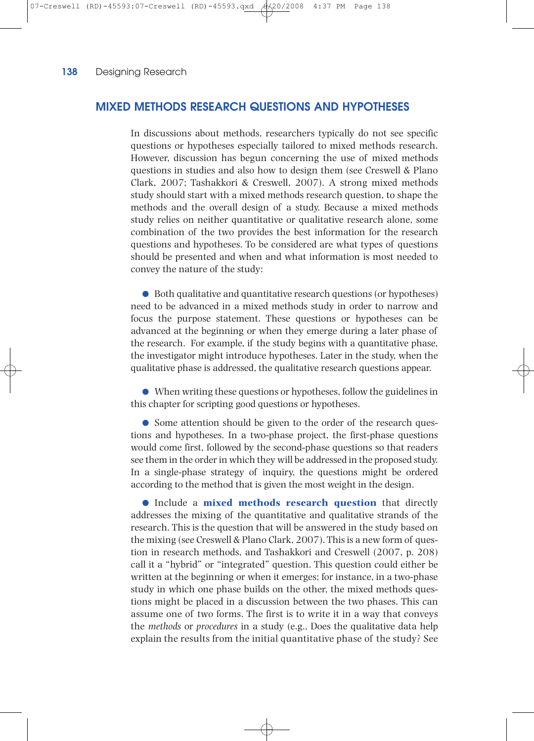## MIXED METHODS RESEARCH QUESTIONS AND HYPOTHESES

In discussions about methods, researchers typically do not see specific questions or hypotheses especially tailored to mixed methods research. However, discussion has begun concerning the use of mixed methods questions in studies and also how to design them (see Creswell & Plano Clark, 2007; Tashakkori & Creswell, 2007). A strong mixed methods study should start with a mixed methods research question, to shape the methods and the overall design of a study. Because a mixed methods study relies on neither quantitative or qualitative research alone, some combination of the two provides the best information for the research questions and hypotheses. To be considered are what types of questions should be presented and when and what information is most needed to convey the nature of the study:

- Both qualitative and quantitative research questions (or hypotheses) need to be advanced in a mixed methods study in order to narrow and focus the purpose statement. These questions or hypotheses can be advanced at the beginning or when they emerge during a later phase of the research. For example, if the study begins with a quantitative phase, the investigator might introduce hypotheses. Later in the study, when the qualitative phase is addressed, the qualitative research questions appear.

- When writing these questions or hypotheses, follow the guidelines in this chapter for scripting good questions or hypotheses.

- Some attention should be given to the order of the research questions and hypotheses. In a two-phase project, the first-phase questions would come first, followed by the second-phase questions so that readers see them in the order in which they will be addressed in the proposed study. In a single-phase strategy of inquiry, the questions might be ordered according to the method that is given the most weight in the design.

- Include a **mixed methods research question** that directly addresses the mixing of the quantitative and qualitative strands of the research. This is the question that will be answered in the study based on the mixing (see Creswell & Plano Clark, 2007). This is a new form of question in research methods, and Tashakkori and Creswell (2007, p. 208) call it a "hybrid" or "integrated" question. This question could either be written at the beginning or when it emerges; for instance, in a two-phase study in which one phase builds on the other, the mixed methods questions might be placed in a discussion between the two phases. This can assume one of two forms. The first is to write it in a way that conveys the *methods* or *procedures* in a study (e.g., Does the qualitative data help explain the results from the initial quantitative phase of the study? See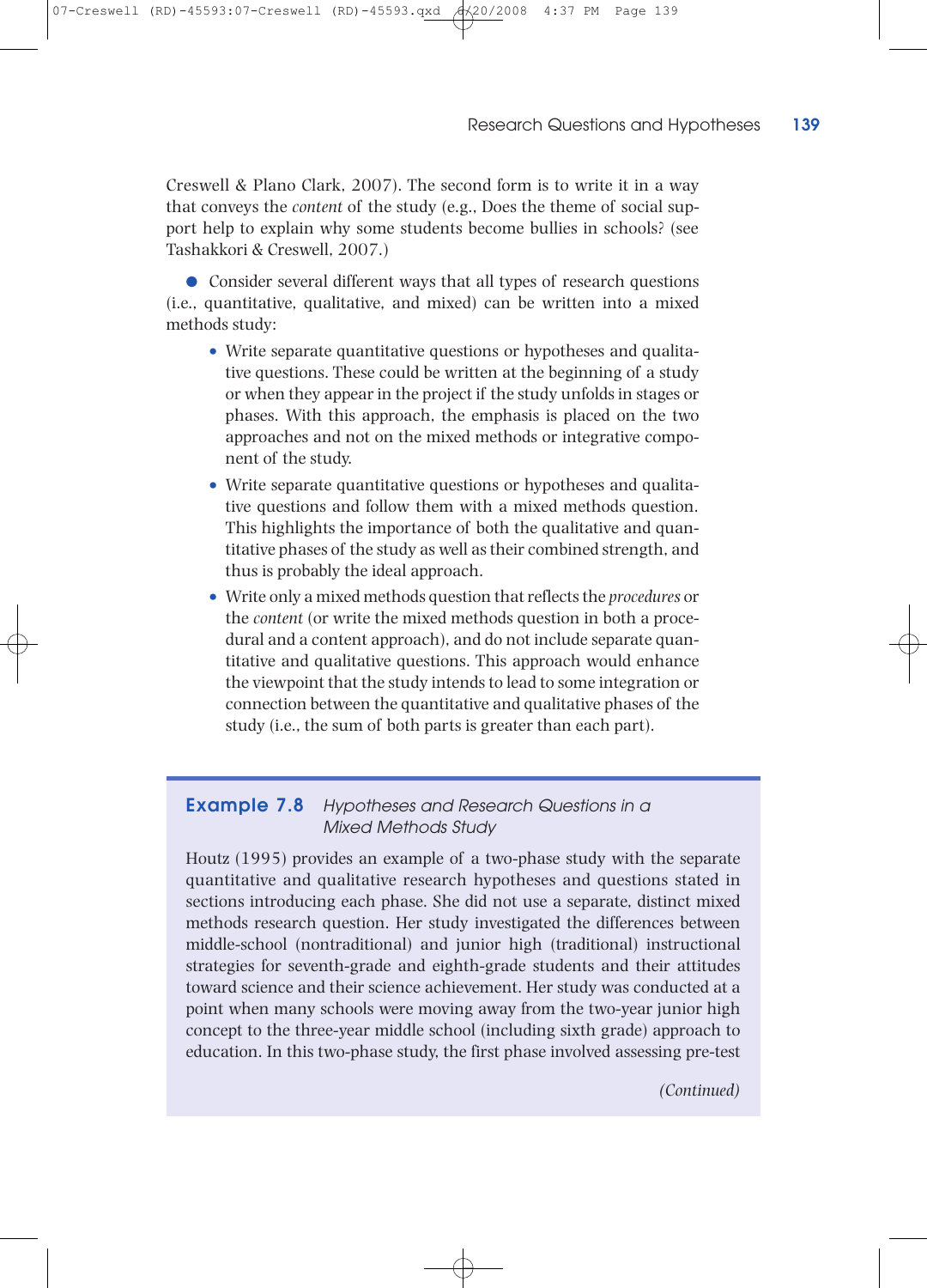Creswell & Plano Clark, 2007). The second form is to write it in a way that conveys the *content* of the study (e.g., Does the theme of social support help to explain why some students become bullies in schools? (see Tashakkori & Creswell, 2007.)

- Consider several different ways that all types of research questions (i.e., quantitative, qualitative, and mixed) can be written into a mixed methods study:

    - Write separate quantitative questions or hypotheses and qualitative questions. These could be written at the beginning of a study or when they appear in the project if the study unfolds in stages or phases. With this approach, the emphasis is placed on the two approaches and not on the mixed methods or integrative component of the study.
    - Write separate quantitative questions or hypotheses and qualitative questions and follow them with a mixed methods question. This highlights the importance of both the qualitative and quantitative phases of the study as well as their combined strength, and thus is probably the ideal approach.
    - Write only a mixed methods question that reflects the *procedures* or the *content* (or write the mixed methods question in both a procedural and a content approach), and do not include separate quantitative and qualitative questions. This approach would enhance the viewpoint that the study intends to lead to some integration or connection between the quantitative and qualitative phases of the study (i.e., the sum of both parts is greater than each part).

**Example 7.8** *Hypotheses and Research Questions in a Mixed Methods Study*

Houtz (1995) provides an example of a two-phase study with the separate quantitative and qualitative research hypotheses and questions stated in sections introducing each phase. She did not use a separate, distinct mixed methods research question. Her study investigated the differences between middle-school (nontraditional) and junior high (traditional) instructional strategies for seventh-grade and eighth-grade students and their attitudes toward science and their science achievement. Her study was conducted at a point when many schools were moving away from the two-year junior high concept to the three-year middle school (including sixth grade) approach to education. In this two-phase study, the first phase involved assessing pre-test

*(Continued)*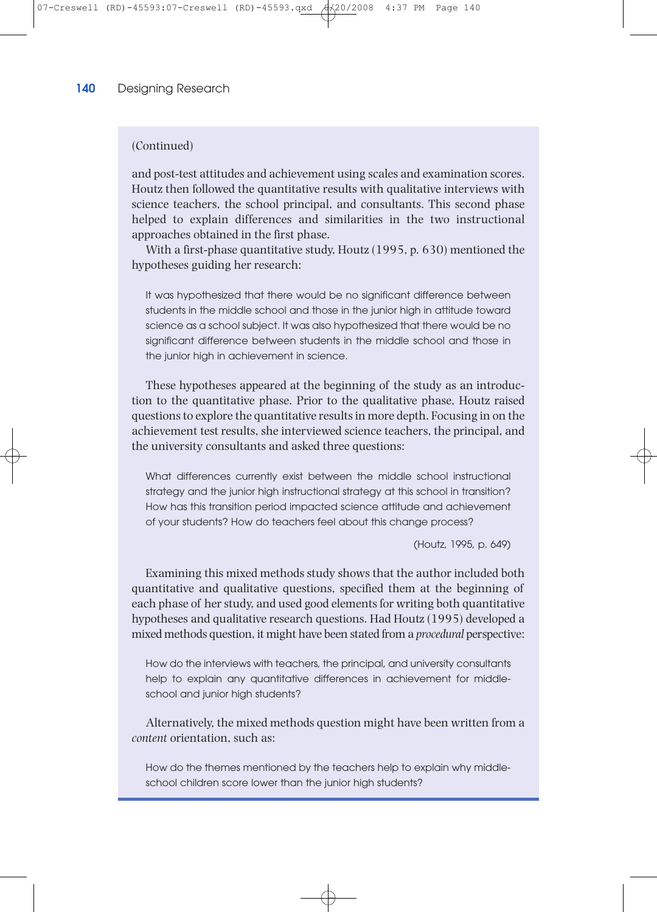(Continued)

and post-test attitudes and achievement using scales and examination scores. Houtz then followed the quantitative results with qualitative interviews with science teachers, the school principal, and consultants. This second phase helped to explain differences and similarities in the two instructional approaches obtained in the first phase.

With a first-phase quantitative study, Houtz (1995, p. 630) mentioned the hypotheses guiding her research:

> It was hypothesized that there would be no significant difference between students in the middle school and those in the junior high in attitude toward science as a school subject. It was also hypothesized that there would be no significant difference between students in the middle school and those in the junior high in achievement in science.

These hypotheses appeared at the beginning of the study as an introduction to the quantitative phase. Prior to the qualitative phase, Houtz raised questions to explore the quantitative results in more depth. Focusing in on the achievement test results, she interviewed science teachers, the principal, and the university consultants and asked three questions:

> What differences currently exist between the middle school instructional strategy and the junior high instructional strategy at this school in transition? How has this transition period impacted science attitude and achievement of your students? How do teachers feel about this change process?
>
> (Houtz, 1995, p. 649)

Examining this mixed methods study shows that the author included both quantitative and qualitative questions, specified them at the beginning of each phase of her study, and used good elements for writing both quantitative hypotheses and qualitative research questions. Had Houtz (1995) developed a mixed methods question, it might have been stated from a *procedural* perspective:

> How do the interviews with teachers, the principal, and university consultants help to explain any quantitative differences in achievement for middle-school and junior high students?

Alternatively, the mixed methods question might have been written from a *content* orientation, such as:

> How do the themes mentioned by the teachers help to explain why middle-school children score lower than the junior high students?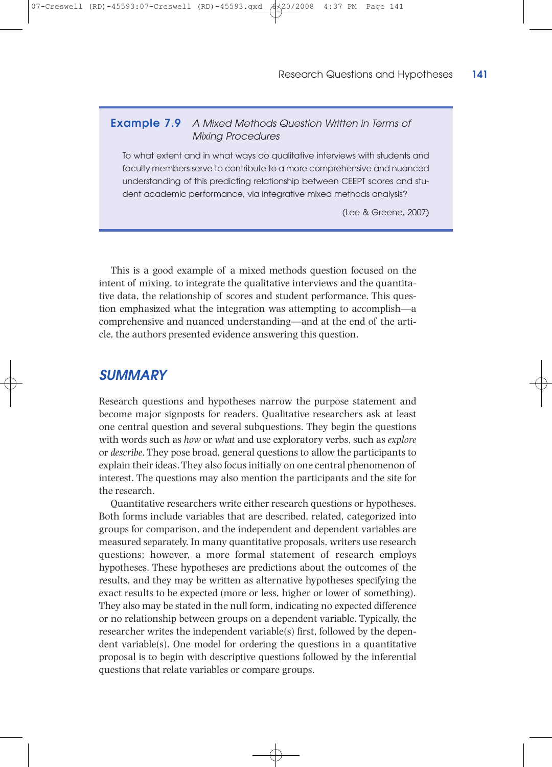**Example 7.9** *A Mixed Methods Question Written in Terms of Mixing Procedures*

> To what extent and in what ways do qualitative interviews with students and faculty members serve to contribute to a more comprehensive and nuanced understanding of this predicting relationship between CEEPT scores and student academic performance, via integrative mixed methods analysis?
>
> (Lee & Greene, 2007)

This is a good example of a mixed methods question focused on the intent of mixing, to integrate the qualitative interviews and the quantitative data, the relationship of scores and student performance. This question emphasized what the integration was attempting to accomplish—a comprehensive and nuanced understanding—and at the end of the article, the authors presented evidence answering this question.

## SUMMARY

Research questions and hypotheses narrow the purpose statement and become major signposts for readers. Qualitative researchers ask at least one central question and several subquestions. They begin the questions with words such as *how* or *what* and use exploratory verbs, such as *explore* or *describe*. They pose broad, general questions to allow the participants to explain their ideas. They also focus initially on one central phenomenon of interest. The questions may also mention the participants and the site for the research.

Quantitative researchers write either research questions or hypotheses. Both forms include variables that are described, related, categorized into groups for comparison, and the independent and dependent variables are measured separately. In many quantitative proposals, writers use research questions; however, a more formal statement of research employs hypotheses. These hypotheses are predictions about the outcomes of the results, and they may be written as alternative hypotheses specifying the exact results to be expected (more or less, higher or lower of something). They also may be stated in the null form, indicating no expected difference or no relationship between groups on a dependent variable. Typically, the researcher writes the independent variable(s) first, followed by the dependent variable(s). One model for ordering the questions in a quantitative proposal is to begin with descriptive questions followed by the inferential questions that relate variables or compare groups.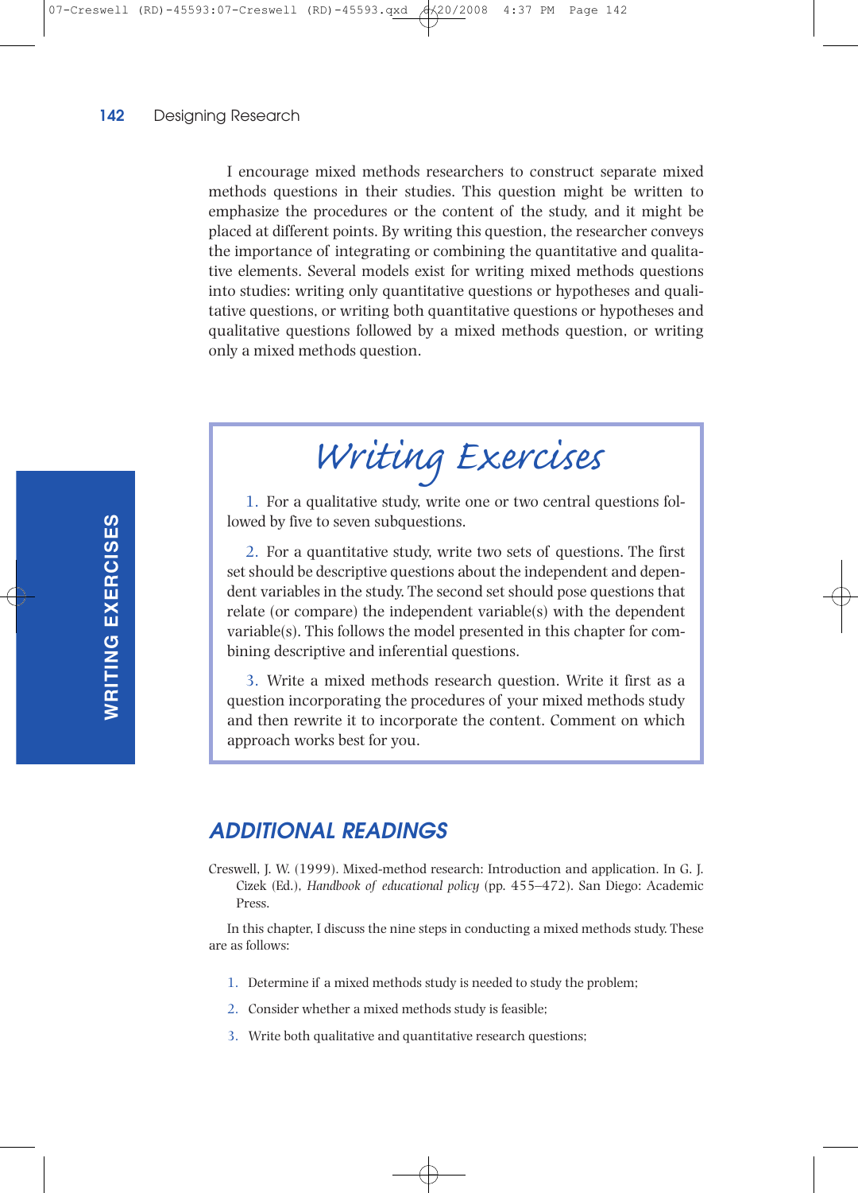I encourage mixed methods researchers to construct separate mixed methods questions in their studies. This question might be written to emphasize the procedures or the content of the study, and it might be placed at different points. By writing this question, the researcher conveys the importance of integrating or combining the quantitative and qualitative elements. Several models exist for writing mixed methods questions into studies: writing only quantitative questions or hypotheses and qualitative questions, or writing both quantitative questions or hypotheses and qualitative questions followed by a mixed methods question, or writing only a mixed methods question.

## Writing Exercises

1. For a qualitative study, write one or two central questions followed by five to seven subquestions.

2. For a quantitative study, write two sets of questions. The first set should be descriptive questions about the independent and dependent variables in the study. The second set should pose questions that relate (or compare) the independent variable(s) with the dependent variable(s). This follows the model presented in this chapter for combining descriptive and inferential questions.

3. Write a mixed methods research question. Write it first as a question incorporating the procedures of your mixed methods study and then rewrite it to incorporate the content. Comment on which approach works best for you.

## ADDITIONAL READINGS

Creswell, J. W. (1999). Mixed-method research: Introduction and application. In G. J. Cizek (Ed.), *Handbook of educational policy* (pp. 455–472). San Diego: Academic Press.

In this chapter, I discuss the nine steps in conducting a mixed methods study. These are as follows:

1. Determine if a mixed methods study is needed to study the problem;
2. Consider whether a mixed methods study is feasible;
3. Write both qualitative and quantitative research questions;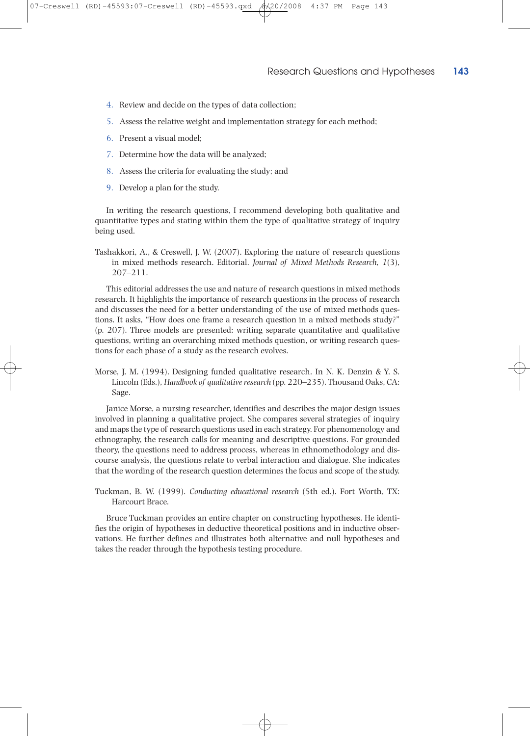4. Review and decide on the types of data collection;
5. Assess the relative weight and implementation strategy for each method;
6. Present a visual model;
7. Determine how the data will be analyzed;
8. Assess the criteria for evaluating the study; and
9. Develop a plan for the study.

In writing the research questions, I recommend developing both qualitative and quantitative types and stating within them the type of qualitative strategy of inquiry being used.

Tashakkori, A., & Creswell, J. W. (2007). Exploring the nature of research questions in mixed methods research. Editorial. *Journal of Mixed Methods Research, 1*(3), 207–211.

This editorial addresses the use and nature of research questions in mixed methods research. It highlights the importance of research questions in the process of research and discusses the need for a better understanding of the use of mixed methods questions. It asks, "How does one frame a research question in a mixed methods study?" (p. 207). Three models are presented: writing separate quantitative and qualitative questions, writing an overarching mixed methods question, or writing research questions for each phase of a study as the research evolves.

Morse, J. M. (1994). Designing funded qualitative research. In N. K. Denzin & Y. S. Lincoln (Eds.), *Handbook of qualitative research* (pp. 220–235). Thousand Oaks, CA: Sage.

Janice Morse, a nursing researcher, identifies and describes the major design issues involved in planning a qualitative project. She compares several strategies of inquiry and maps the type of research questions used in each strategy. For phenomenology and ethnography, the research calls for meaning and descriptive questions. For grounded theory, the questions need to address process, whereas in ethnomethodology and discourse analysis, the questions relate to verbal interaction and dialogue. She indicates that the wording of the research question determines the focus and scope of the study.

Tuckman, B. W. (1999). *Conducting educational research* (5th ed.). Fort Worth, TX: Harcourt Brace.

Bruce Tuckman provides an entire chapter on constructing hypotheses. He identifies the origin of hypotheses in deductive theoretical positions and in inductive observations. He further defines and illustrates both alternative and null hypotheses and takes the reader through the hypothesis testing procedure.